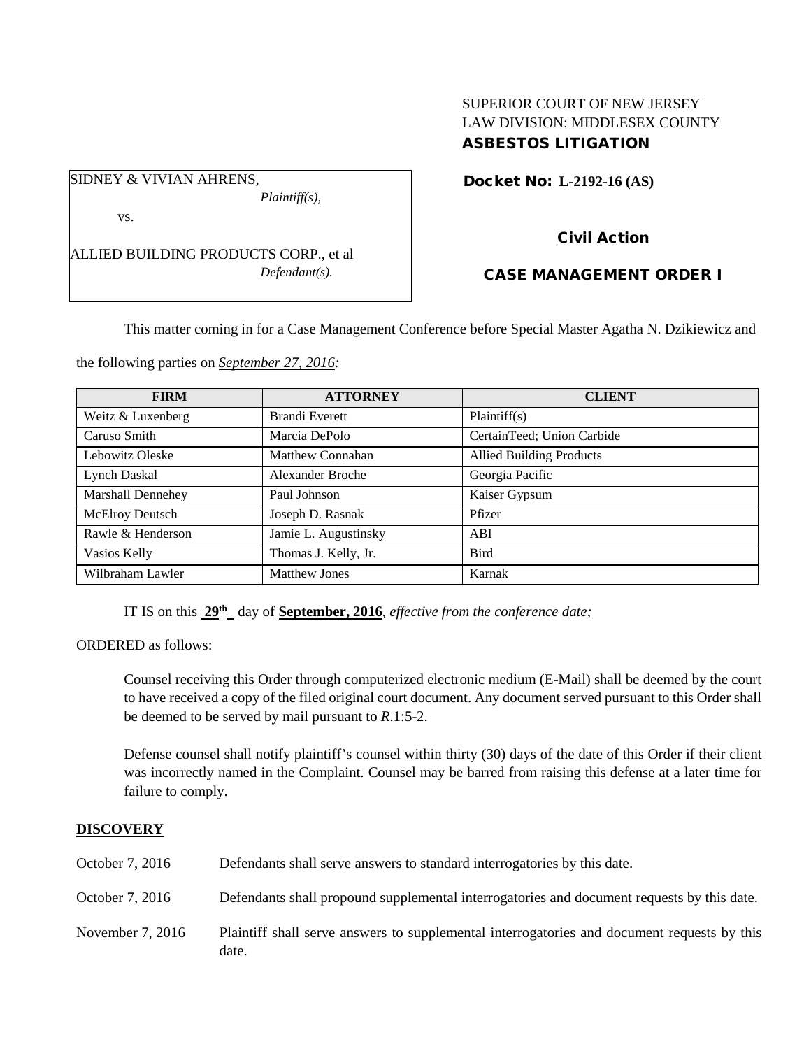SUPERIOR COURT OF NEW JERSEY
LAW DIVISION: MIDDLESEX COUNTY
**ASBESTOS LITIGATION**

SIDNEY & VIVIAN AHRENS,
*Plaintiff(s),*

vs.

ALLIED BUILDING PRODUCTS CORP., et al
*Defendant(s).*

**Docket No: L-2192-16 (AS)**

**Civil Action**

**CASE MANAGEMENT ORDER I**

This matter coming in for a Case Management Conference before Special Master Agatha N. Dzikiewicz and the following parties on *September 27, 2016:*

| FIRM | ATTORNEY | CLIENT |
|---|---|---|
| Weitz & Luxenberg | Brandi Everett | Plaintiff(s) |
| Caruso Smith | Marcia DePolo | CertainTeed; Union Carbide |
| Lebowitz Oleske | Matthew Connahan | Allied Building Products |
| Lynch Daskal | Alexander Broche | Georgia Pacific |
| Marshall Dennehey | Paul Johnson | Kaiser Gypsum |
| McElroy Deutsch | Joseph D. Rasnak | Pfizer |
| Rawle & Henderson | Jamie L. Augustinsky | ABI |
| Vasios Kelly | Thomas J. Kelly, Jr. | Bird |
| Wilbraham Lawler | Matthew Jones | Karnak |

IT IS on this **29th** day of **September, 2016**, *effective from the conference date;*

ORDERED as follows:

Counsel receiving this Order through computerized electronic medium (E-Mail) shall be deemed by the court to have received a copy of the filed original court document. Any document served pursuant to this Order shall be deemed to be served by mail pursuant to *R*.1:5-2.

Defense counsel shall notify plaintiff's counsel within thirty (30) days of the date of this Order if their client was incorrectly named in the Complaint. Counsel may be barred from raising this defense at a later time for failure to comply.

**DISCOVERY**

October 7, 2016 Defendants shall serve answers to standard interrogatories by this date.

October 7, 2016 Defendants shall propound supplemental interrogatories and document requests by this date.

November 7, 2016 Plaintiff shall serve answers to supplemental interrogatories and document requests by this date.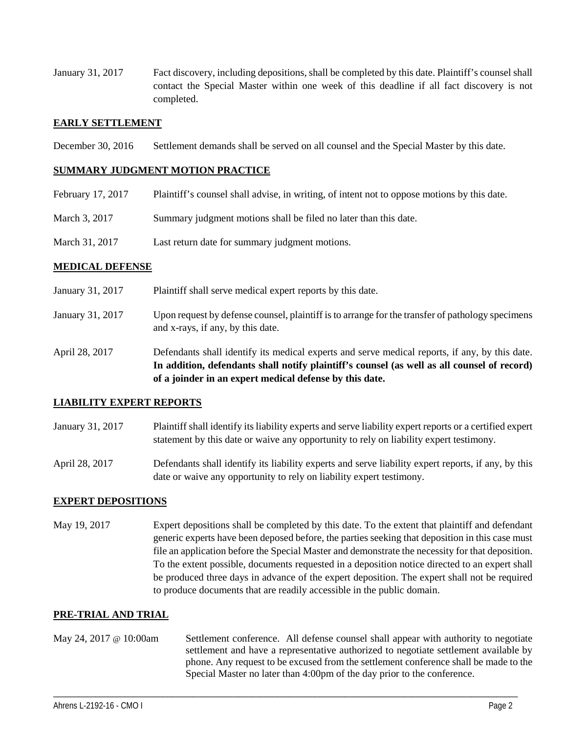January 31, 2017 Fact discovery, including depositions, shall be completed by this date. Plaintiff's counsel shall contact the Special Master within one week of this deadline if all fact discovery is not completed.

**EARLY SETTLEMENT**

December 30, 2016 Settlement demands shall be served on all counsel and the Special Master by this date.

**SUMMARY JUDGMENT MOTION PRACTICE**

February 17, 2017 Plaintiff's counsel shall advise, in writing, of intent not to oppose motions by this date.

March 3, 2017 Summary judgment motions shall be filed no later than this date.

March 31, 2017 Last return date for summary judgment motions.

**MEDICAL DEFENSE**

January 31, 2017 Plaintiff shall serve medical expert reports by this date.

January 31, 2017 Upon request by defense counsel, plaintiff is to arrange for the transfer of pathology specimens and x-rays, if any, by this date.

April 28, 2017 Defendants shall identify its medical experts and serve medical reports, if any, by this date. **In addition, defendants shall notify plaintiff's counsel (as well as all counsel of record) of a joinder in an expert medical defense by this date.**

**LIABILITY EXPERT REPORTS**

January 31, 2017 Plaintiff shall identify its liability experts and serve liability expert reports or a certified expert statement by this date or waive any opportunity to rely on liability expert testimony.

April 28, 2017 Defendants shall identify its liability experts and serve liability expert reports, if any, by this date or waive any opportunity to rely on liability expert testimony.

**EXPERT DEPOSITIONS**

May 19, 2017 Expert depositions shall be completed by this date. To the extent that plaintiff and defendant generic experts have been deposed before, the parties seeking that deposition in this case must file an application before the Special Master and demonstrate the necessity for that deposition. To the extent possible, documents requested in a deposition notice directed to an expert shall be produced three days in advance of the expert deposition. The expert shall not be required to produce documents that are readily accessible in the public domain.

**PRE-TRIAL AND TRIAL**

May 24, 2017 @ 10:00am Settlement conference. All defense counsel shall appear with authority to negotiate settlement and have a representative authorized to negotiate settlement available by phone. Any request to be excused from the settlement conference shall be made to the Special Master no later than 4:00pm of the day prior to the conference.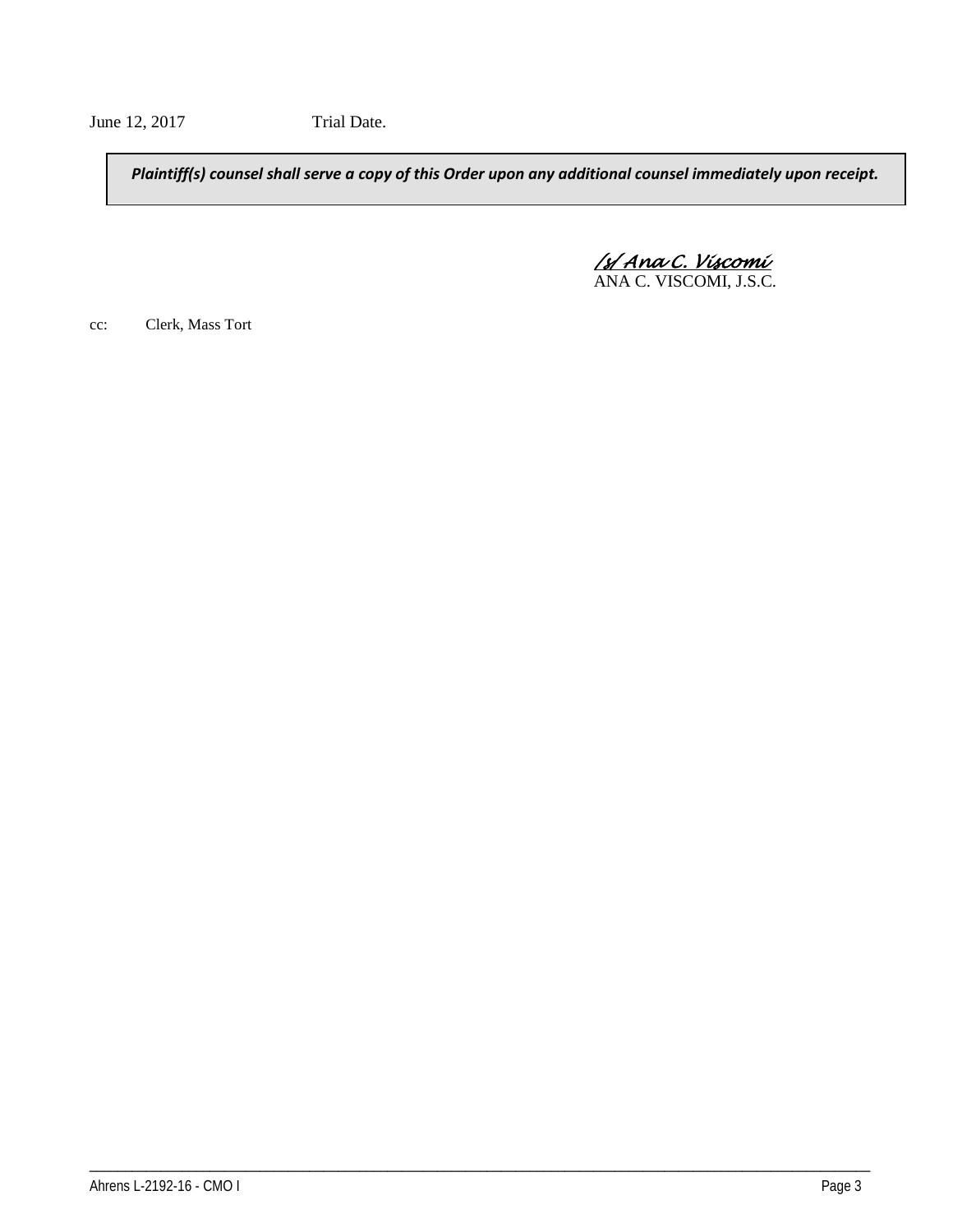June 12, 2017 Trial Date.

***Plaintiff(s) counsel shall serve a copy of this Order upon any additional counsel immediately upon receipt.***

*/s/ Ana C. Viscomi*
ANA C. VISCOMI, J.S.C.

cc: Clerk, Mass Tort